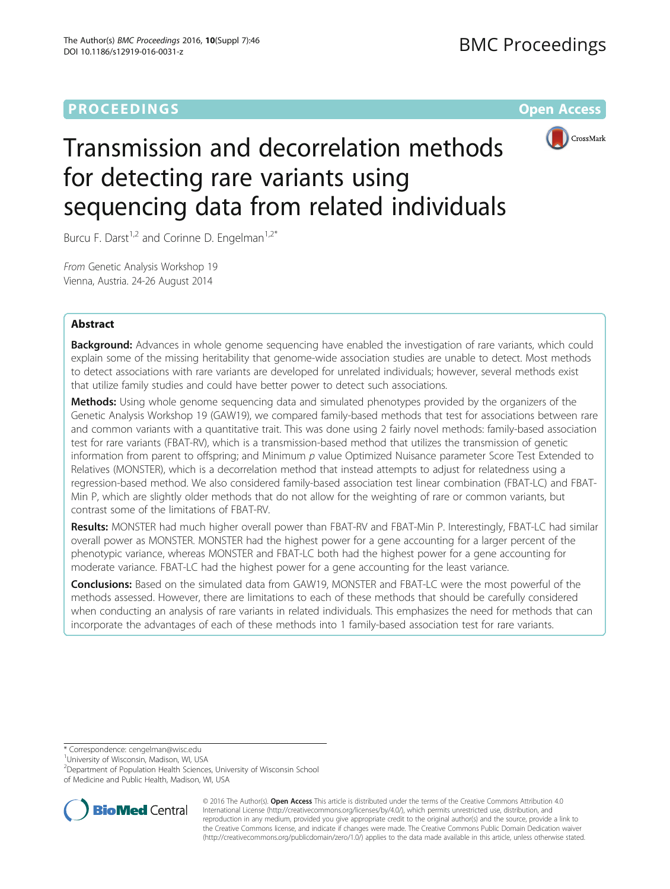PROCEEDINGS **Open Access**

# Transmission and decorrelation methods for detecting rare variants using sequencing data from related individuals

Burcu F. Darst[1,2] and Corinne D. Engelman[1,2*]

*From* Genetic Analysis Workshop 19
Vienna, Austria. 24-26 August 2014

## Abstract

**Background:** Advances in whole genome sequencing have enabled the investigation of rare variants, which could explain some of the missing heritability that genome-wide association studies are unable to detect. Most methods to detect associations with rare variants are developed for unrelated individuals; however, several methods exist that utilize family studies and could have better power to detect such associations.

**Methods:** Using whole genome sequencing data and simulated phenotypes provided by the organizers of the Genetic Analysis Workshop 19 (GAW19), we compared family-based methods that test for associations between rare and common variants with a quantitative trait. This was done using 2 fairly novel methods: family-based association test for rare variants (FBAT-RV), which is a transmission-based method that utilizes the transmission of genetic information from parent to offspring; and Minimum *p* value Optimized Nuisance parameter Score Test Extended to Relatives (MONSTER), which is a decorrelation method that instead attempts to adjust for relatedness using a regression-based method. We also considered family-based association test linear combination (FBAT-LC) and FBAT-Min P, which are slightly older methods that do not allow for the weighting of rare or common variants, but contrast some of the limitations of FBAT-RV.

**Results:** MONSTER had much higher overall power than FBAT-RV and FBAT-Min P. Interestingly, FBAT-LC had similar overall power as MONSTER. MONSTER had the highest power for a gene accounting for a larger percent of the phenotypic variance, whereas MONSTER and FBAT-LC both had the highest power for a gene accounting for moderate variance. FBAT-LC had the highest power for a gene accounting for the least variance.

**Conclusions:** Based on the simulated data from GAW19, MONSTER and FBAT-LC were the most powerful of the methods assessed. However, there are limitations to each of these methods that should be carefully considered when conducting an analysis of rare variants in related individuals. This emphasizes the need for methods that can incorporate the advantages of each of these methods into 1 family-based association test for rare variants.

\* Correspondence: cengelman@wisc.edu
[1]University of Wisconsin, Madison, WI, USA
[2]Department of Population Health Sciences, University of Wisconsin School of Medicine and Public Health, Madison, WI, USA

© 2016 The Author(s). **Open Access** This article is distributed under the terms of the Creative Commons Attribution 4.0 International License (http://creativecommons.org/licenses/by/4.0/), which permits unrestricted use, distribution, and reproduction in any medium, provided you give appropriate credit to the original author(s) and the source, provide a link to the Creative Commons license, and indicate if changes were made. The Creative Commons Public Domain Dedication waiver (http://creativecommons.org/publicdomain/zero/1.0/) applies to the data made available in this article, unless otherwise stated.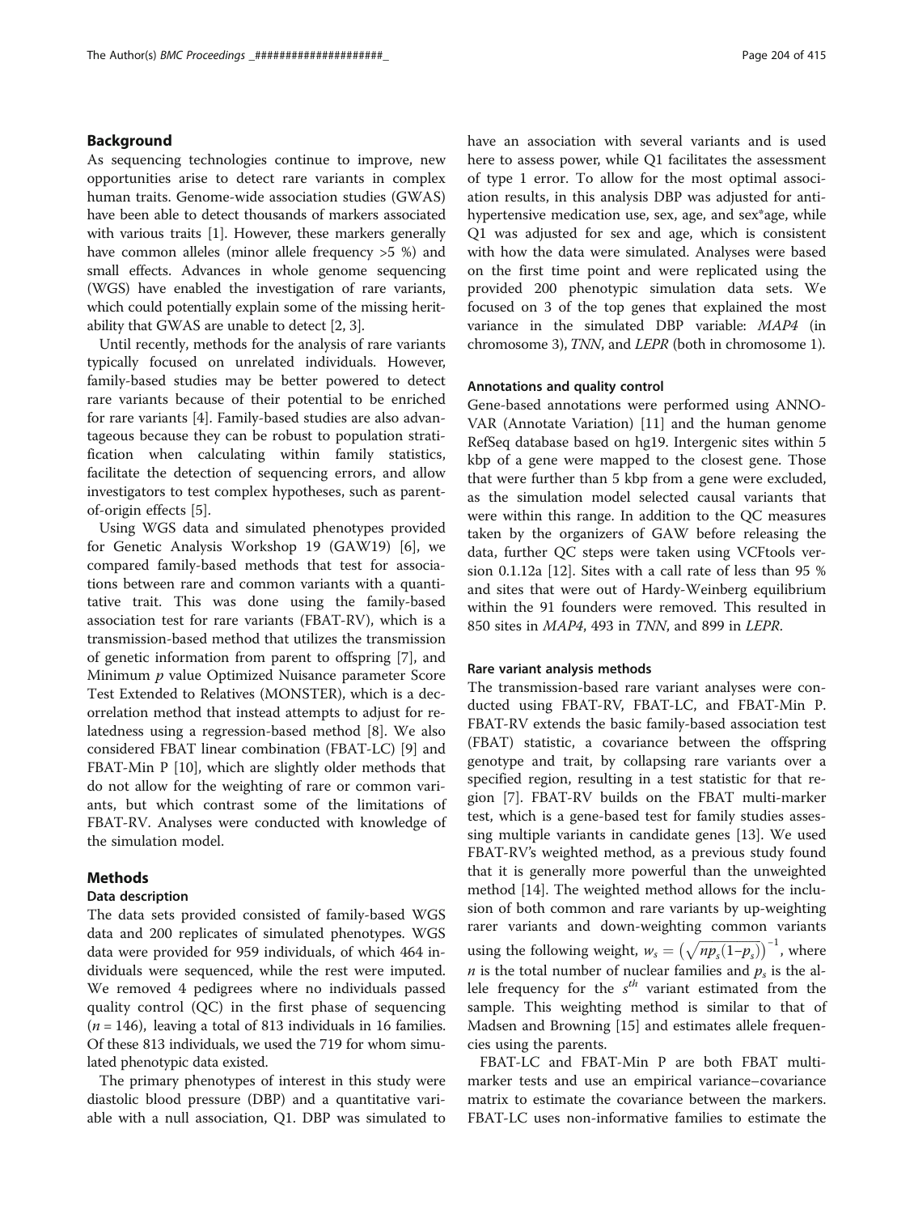## Background

As sequencing technologies continue to improve, new opportunities arise to detect rare variants in complex human traits. Genome-wide association studies (GWAS) have been able to detect thousands of markers associated with various traits [1]. However, these markers generally have common alleles (minor allele frequency >5 %) and small effects. Advances in whole genome sequencing (WGS) have enabled the investigation of rare variants, which could potentially explain some of the missing heritability that GWAS are unable to detect [2, 3].

Until recently, methods for the analysis of rare variants typically focused on unrelated individuals. However, family-based studies may be better powered to detect rare variants because of their potential to be enriched for rare variants [4]. Family-based studies are also advantageous because they can be robust to population stratification when calculating within family statistics, facilitate the detection of sequencing errors, and allow investigators to test complex hypotheses, such as parent-of-origin effects [5].

Using WGS data and simulated phenotypes provided for Genetic Analysis Workshop 19 (GAW19) [6], we compared family-based methods that test for associations between rare and common variants with a quantitative trait. This was done using the family-based association test for rare variants (FBAT-RV), which is a transmission-based method that utilizes the transmission of genetic information from parent to offspring [7], and Minimum *p* value Optimized Nuisance parameter Score Test Extended to Relatives (MONSTER), which is a decorrelation method that instead attempts to adjust for relatedness using a regression-based method [8]. We also considered FBAT linear combination (FBAT-LC) [9] and FBAT-Min P [10], which are slightly older methods that do not allow for the weighting of rare or common variants, but which contrast some of the limitations of FBAT-RV. Analyses were conducted with knowledge of the simulation model.

## Methods

### Data description

The data sets provided consisted of family-based WGS data and 200 replicates of simulated phenotypes. WGS data were provided for 959 individuals, of which 464 individuals were sequenced, while the rest were imputed. We removed 4 pedigrees where no individuals passed quality control (QC) in the first phase of sequencing ($n = 146$), leaving a total of 813 individuals in 16 families. Of these 813 individuals, we used the 719 for whom simulated phenotypic data existed.

The primary phenotypes of interest in this study were diastolic blood pressure (DBP) and a quantitative variable with a null association, Q1. DBP was simulated to have an association with several variants and is used here to assess power, while Q1 facilitates the assessment of type 1 error. To allow for the most optimal association results, in this analysis DBP was adjusted for antihypertensive medication use, sex, age, and sex*age, while Q1 was adjusted for sex and age, which is consistent with how the data were simulated. Analyses were based on the first time point and were replicated using the provided 200 phenotypic simulation data sets. We focused on 3 of the top genes that explained the most variance in the simulated DBP variable: *MAP4* (in chromosome 3), *TNN*, and *LEPR* (both in chromosome 1).

### Annotations and quality control

Gene-based annotations were performed using ANNOVAR (Annotate Variation) [11] and the human genome RefSeq database based on hg19. Intergenic sites within 5 kbp of a gene were mapped to the closest gene. Those that were further than 5 kbp from a gene were excluded, as the simulation model selected causal variants that were within this range. In addition to the QC measures taken by the organizers of GAW before releasing the data, further QC steps were taken using VCFtools version 0.1.12a [12]. Sites with a call rate of less than 95 % and sites that were out of Hardy-Weinberg equilibrium within the 91 founders were removed. This resulted in 850 sites in *MAP4*, 493 in *TNN*, and 899 in *LEPR*.

### Rare variant analysis methods

The transmission-based rare variant analyses were conducted using FBAT-RV, FBAT-LC, and FBAT-Min P. FBAT-RV extends the basic family-based association test (FBAT) statistic, a covariance between the offspring genotype and trait, by collapsing rare variants over a specified region, resulting in a test statistic for that region [7]. FBAT-RV builds on the FBAT multi-marker test, which is a gene-based test for family studies assessing multiple variants in candidate genes [13]. We used FBAT-RV's weighted method, as a previous study found that it is generally more powerful than the unweighted method [14]. The weighted method allows for the inclusion of both common and rare variants by up-weighting rarer variants and down-weighting common variants using the following weight, $w_s = \left(\sqrt{np_s(1-p_s)}\right)^{-1}$, where $n$ is the total number of nuclear families and $p_s$ is the allele frequency for the $s^{th}$ variant estimated from the sample. This weighting method is similar to that of Madsen and Browning [15] and estimates allele frequencies using the parents.

FBAT-LC and FBAT-Min P are both FBAT multi-marker tests and use an empirical variance–covariance matrix to estimate the covariance between the markers. FBAT-LC uses non-informative families to estimate the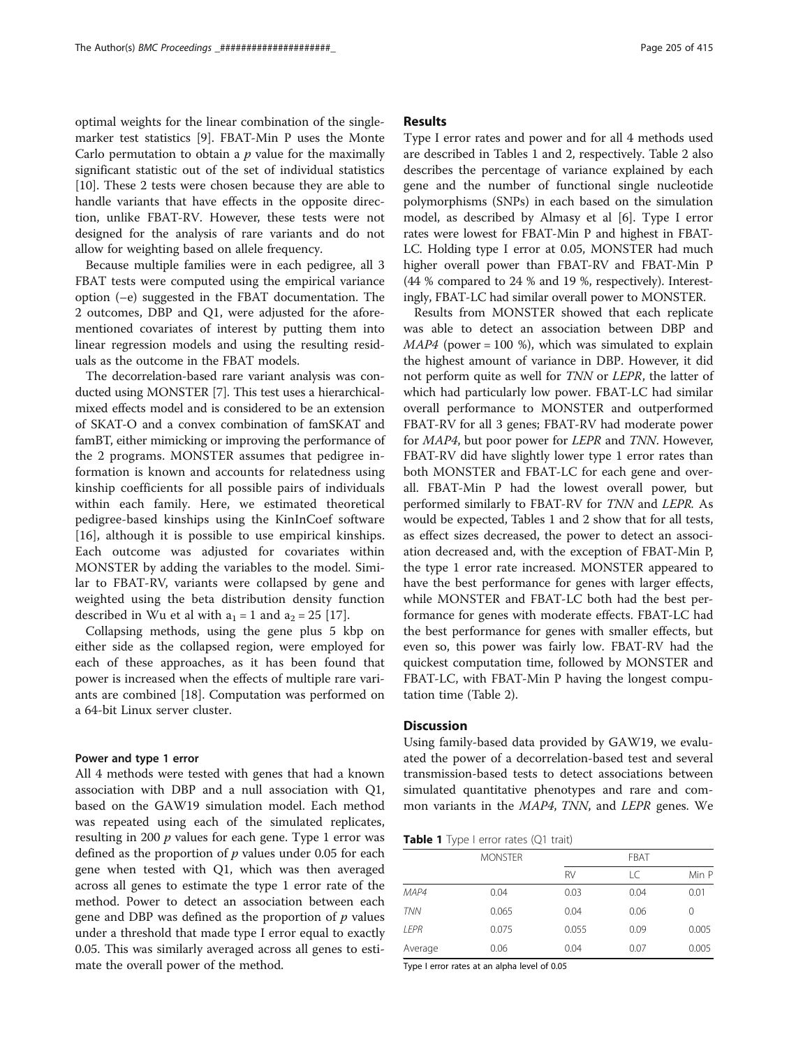optimal weights for the linear combination of the single-marker test statistics [9]. FBAT-Min P uses the Monte Carlo permutation to obtain a $p$ value for the maximally significant statistic out of the set of individual statistics [10]. These 2 tests were chosen because they are able to handle variants that have effects in the opposite direction, unlike FBAT-RV. However, these tests were not designed for the analysis of rare variants and do not allow for weighting based on allele frequency.

Because multiple families were in each pedigree, all 3 FBAT tests were computed using the empirical variance option (–e) suggested in the FBAT documentation. The 2 outcomes, DBP and Q1, were adjusted for the aforementioned covariates of interest by putting them into linear regression models and using the resulting residuals as the outcome in the FBAT models.

The decorrelation-based rare variant analysis was conducted using MONSTER [7]. This test uses a hierarchical-mixed effects model and is considered to be an extension of SKAT-O and a convex combination of famSKAT and famBT, either mimicking or improving the performance of the 2 programs. MONSTER assumes that pedigree information is known and accounts for relatedness using kinship coefficients for all possible pairs of individuals within each family. Here, we estimated theoretical pedigree-based kinships using the KinInCoef software [16], although it is possible to use empirical kinships. Each outcome was adjusted for covariates within MONSTER by adding the variables to the model. Similar to FBAT-RV, variants were collapsed by gene and weighted using the beta distribution density function described in Wu et al with $a_1 = 1$ and $a_2 = 25$ [17].

Collapsing methods, using the gene plus 5 kbp on either side as the collapsed region, were employed for each of these approaches, as it has been found that power is increased when the effects of multiple rare variants are combined [18]. Computation was performed on a 64-bit Linux server cluster.

#### Power and type 1 error

All 4 methods were tested with genes that had a known association with DBP and a null association with Q1, based on the GAW19 simulation model. Each method was repeated using each of the simulated replicates, resulting in 200 $p$ values for each gene. Type 1 error was defined as the proportion of $p$ values under 0.05 for each gene when tested with Q1, which was then averaged across all genes to estimate the type 1 error rate of the method. Power to detect an association between each gene and DBP was defined as the proportion of $p$ values under a threshold that made type I error equal to exactly 0.05. This was similarly averaged across all genes to estimate the overall power of the method.

## Results

Type I error rates and power and for all 4 methods used are described in Tables 1 and 2, respectively. Table 2 also describes the percentage of variance explained by each gene and the number of functional single nucleotide polymorphisms (SNPs) in each based on the simulation model, as described by Almasy et al [6]. Type I error rates were lowest for FBAT-Min P and highest in FBAT-LC. Holding type I error at 0.05, MONSTER had much higher overall power than FBAT-RV and FBAT-Min P (44 % compared to 24 % and 19 %, respectively). Interestingly, FBAT-LC had similar overall power to MONSTER.

Results from MONSTER showed that each replicate was able to detect an association between DBP and *MAP4* (power = 100 %), which was simulated to explain the highest amount of variance in DBP. However, it did not perform quite as well for *TNN* or *LEPR*, the latter of which had particularly low power. FBAT-LC had similar overall performance to MONSTER and outperformed FBAT-RV for all 3 genes; FBAT-RV had moderate power for *MAP4*, but poor power for *LEPR* and *TNN*. However, FBAT-RV did have slightly lower type 1 error rates than both MONSTER and FBAT-LC for each gene and overall. FBAT-Min P had the lowest overall power, but performed similarly to FBAT-RV for *TNN* and *LEPR*. As would be expected, Tables 1 and 2 show that for all tests, as effect sizes decreased, the power to detect an association decreased and, with the exception of FBAT-Min P, the type 1 error rate increased. MONSTER appeared to have the best performance for genes with larger effects, while MONSTER and FBAT-LC both had the best performance for genes with moderate effects. FBAT-LC had the best performance for genes with smaller effects, but even so, this power was fairly low. FBAT-RV had the quickest computation time, followed by MONSTER and FBAT-LC, with FBAT-Min P having the longest computation time (Table 2).

## Discussion

Using family-based data provided by GAW19, we evaluated the power of a decorrelation-based test and several transmission-based tests to detect associations between simulated quantitative phenotypes and rare and common variants in the *MAP4*, *TNN*, and *LEPR* genes. We

**Table 1** Type I error rates (Q1 trait)

| | MONSTER | FBAT | | |
|---|---|---|---|---|
| | | RV | LC | Min P |
| *MAP4* | 0.04 | 0.03 | 0.04 | 0.01 |
| *TNN* | 0.065 | 0.04 | 0.06 | 0 |
| *LEPR* | 0.075 | 0.055 | 0.09 | 0.005 |
| Average | 0.06 | 0.04 | 0.07 | 0.005 |

Type I error rates at an alpha level of 0.05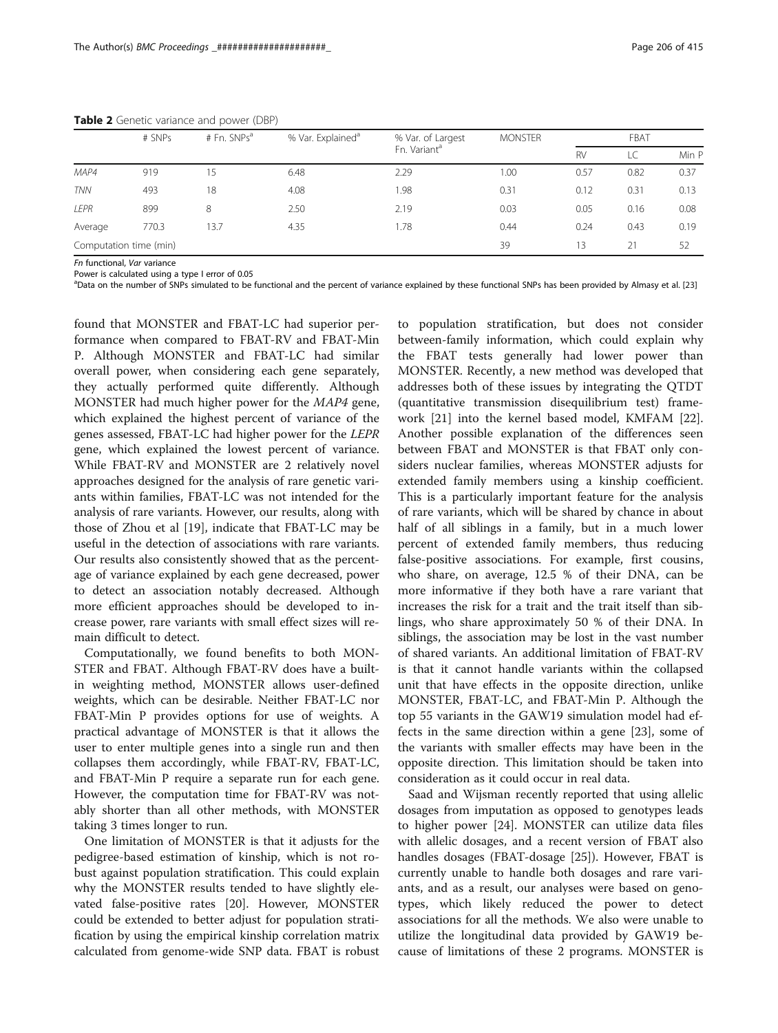**Table 2** Genetic variance and power (DBP)

| | # SNPs | # Fn. SNPs[a] | % Var. Explained[a] | % Var. of Largest Fn. Variant[a] | MONSTER | FBAT | | |
|---|---|---|---|---|---|---|---|---|
| | | | | | | RV | LC | Min P |
| *MAP4* | 919 | 15 | 6.48 | 2.29 | 1.00 | 0.57 | 0.82 | 0.37 |
| *TNN* | 493 | 18 | 4.08 | 1.98 | 0.31 | 0.12 | 0.31 | 0.13 |
| *LEPR* | 899 | 8 | 2.50 | 2.19 | 0.03 | 0.05 | 0.16 | 0.08 |
| Average | 770.3 | 13.7 | 4.35 | 1.78 | 0.44 | 0.24 | 0.43 | 0.19 |
| Computation time (min) | | | | | 39 | 13 | 21 | 52 |

*Fn* functional, *Var* variance
Power is calculated using a type I error of 0.05
[a]Data on the number of SNPs simulated to be functional and the percent of variance explained by these functional SNPs has been provided by Almasy et al. [23]

found that MONSTER and FBAT-LC had superior performance when compared to FBAT-RV and FBAT-Min P. Although MONSTER and FBAT-LC had similar overall power, when considering each gene separately, they actually performed quite differently. Although MONSTER had much higher power for the *MAP4* gene, which explained the highest percent of variance of the genes assessed, FBAT-LC had higher power for the *LEPR* gene, which explained the lowest percent of variance. While FBAT-RV and MONSTER are 2 relatively novel approaches designed for the analysis of rare genetic variants within families, FBAT-LC was not intended for the analysis of rare variants. However, our results, along with those of Zhou et al [19], indicate that FBAT-LC may be useful in the detection of associations with rare variants. Our results also consistently showed that as the percentage of variance explained by each gene decreased, power to detect an association notably decreased. Although more efficient approaches should be developed to increase power, rare variants with small effect sizes will remain difficult to detect.

Computationally, we found benefits to both MONSTER and FBAT. Although FBAT-RV does have a built-in weighting method, MONSTER allows user-defined weights, which can be desirable. Neither FBAT-LC nor FBAT-Min P provides options for use of weights. A practical advantage of MONSTER is that it allows the user to enter multiple genes into a single run and then collapses them accordingly, while FBAT-RV, FBAT-LC, and FBAT-Min P require a separate run for each gene. However, the computation time for FBAT-RV was notably shorter than all other methods, with MONSTER taking 3 times longer to run.

One limitation of MONSTER is that it adjusts for the pedigree-based estimation of kinship, which is not robust against population stratification. This could explain why the MONSTER results tended to have slightly elevated false-positive rates [20]. However, MONSTER could be extended to better adjust for population stratification by using the empirical kinship correlation matrix calculated from genome-wide SNP data. FBAT is robust to population stratification, but does not consider between-family information, which could explain why the FBAT tests generally had lower power than MONSTER. Recently, a new method was developed that addresses both of these issues by integrating the QTDT (quantitative transmission disequilibrium test) framework [21] into the kernel based model, KMFAM [22]. Another possible explanation of the differences seen between FBAT and MONSTER is that FBAT only considers nuclear families, whereas MONSTER adjusts for extended family members using a kinship coefficient. This is a particularly important feature for the analysis of rare variants, which will be shared by chance in about half of all siblings in a family, but in a much lower percent of extended family members, thus reducing false-positive associations. For example, first cousins, who share, on average, 12.5 % of their DNA, can be more informative if they both have a rare variant that increases the risk for a trait and the trait itself than siblings, who share approximately 50 % of their DNA. In siblings, the association may be lost in the vast number of shared variants. An additional limitation of FBAT-RV is that it cannot handle variants within the collapsed unit that have effects in the opposite direction, unlike MONSTER, FBAT-LC, and FBAT-Min P. Although the top 55 variants in the GAW19 simulation model had effects in the same direction within a gene [23], some of the variants with smaller effects may have been in the opposite direction. This limitation should be taken into consideration as it could occur in real data.

Saad and Wijsman recently reported that using allelic dosages from imputation as opposed to genotypes leads to higher power [24]. MONSTER can utilize data files with allelic dosages, and a recent version of FBAT also handles dosages (FBAT-dosage [25]). However, FBAT is currently unable to handle both dosages and rare variants, and as a result, our analyses were based on genotypes, which likely reduced the power to detect associations for all the methods. We also were unable to utilize the longitudinal data provided by GAW19 because of limitations of these 2 programs. MONSTER is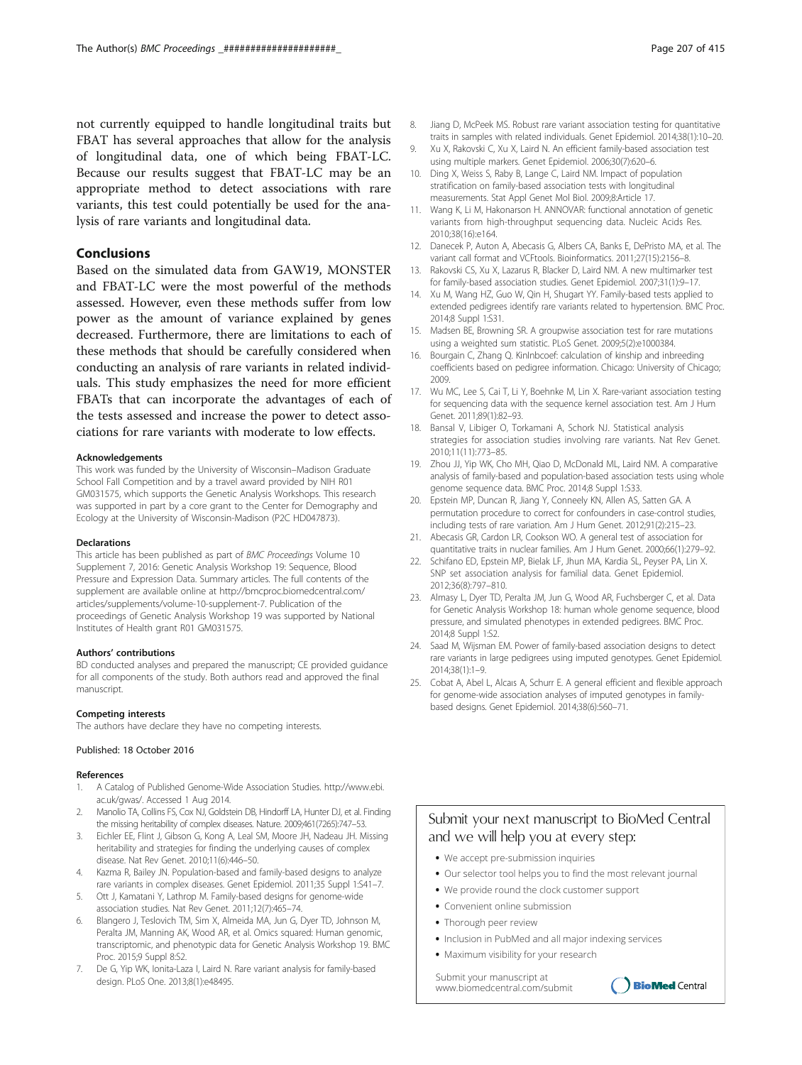not currently equipped to handle longitudinal traits but FBAT has several approaches that allow for the analysis of longitudinal data, one of which being FBAT-LC. Because our results suggest that FBAT-LC may be an appropriate method to detect associations with rare variants, this test could potentially be used for the analysis of rare variants and longitudinal data.

## Conclusions

Based on the simulated data from GAW19, MONSTER and FBAT-LC were the most powerful of the methods assessed. However, even these methods suffer from low power as the amount of variance explained by genes decreased. Furthermore, there are limitations to each of these methods that should be carefully considered when conducting an analysis of rare variants in related individuals. This study emphasizes the need for more efficient FBATs that can incorporate the advantages of each of the tests assessed and increase the power to detect associations for rare variants with moderate to low effects.

#### Acknowledgements

This work was funded by the University of Wisconsin–Madison Graduate School Fall Competition and by a travel award provided by NIH R01 GM031575, which supports the Genetic Analysis Workshops. This research was supported in part by a core grant to the Center for Demography and Ecology at the University of Wisconsin-Madison (P2C HD047873).

#### Declarations

This article has been published as part of *BMC Proceedings* Volume 10 Supplement 7, 2016: Genetic Analysis Workshop 19: Sequence, Blood Pressure and Expression Data. Summary articles. The full contents of the supplement are available online at http://bmcproc.biomedcentral.com/articles/supplements/volume-10-supplement-7. Publication of the proceedings of Genetic Analysis Workshop 19 was supported by National Institutes of Health grant R01 GM031575.

#### Authors' contributions

BD conducted analyses and prepared the manuscript; CE provided guidance for all components of the study. Both authors read and approved the final manuscript.

#### Competing interests

The authors have declare they have no competing interests.

Published: 18 October 2016

#### References

1. A Catalog of Published Genome-Wide Association Studies. http://www.ebi.ac.uk/gwas/. Accessed 1 Aug 2014.
2. Manolio TA, Collins FS, Cox NJ, Goldstein DB, Hindorff LA, Hunter DJ, et al. Finding the missing heritability of complex diseases. Nature. 2009;461(7265):747–53.
3. Eichler EE, Flint J, Gibson G, Kong A, Leal SM, Moore JH, Nadeau JH. Missing heritability and strategies for finding the underlying causes of complex disease. Nat Rev Genet. 2010;11(6):446–50.
4. Kazma R, Bailey JN. Population-based and family-based designs to analyze rare variants in complex diseases. Genet Epidemiol. 2011;35 Suppl 1:S41–7.
5. Ott J, Kamatani Y, Lathrop M. Family-based designs for genome-wide association studies. Nat Rev Genet. 2011;12(7):465–74.
6. Blangero J, Teslovich TM, Sim X, Almeida MA, Jun G, Dyer TD, Johnson M, Peralta JM, Manning AK, Wood AR, et al. Omics squared: Human genomic, transcriptomic, and phenotypic data for Genetic Analysis Workshop 19. BMC Proc. 2015;9 Suppl 8:S2.
7. De G, Yip WK, Ionita-Laza I, Laird N. Rare variant analysis for family-based design. PLoS One. 2013;8(1):e48495.
8. Jiang D, McPeek MS. Robust rare variant association testing for quantitative traits in samples with related individuals. Genet Epidemiol. 2014;38(1):10–20.
9. Xu X, Rakovski C, Xu X, Laird N. An efficient family-based association test using multiple markers. Genet Epidemiol. 2006;30(7):620–6.
10. Ding X, Weiss S, Raby B, Lange C, Laird NM. Impact of population stratification on family-based association tests with longitudinal measurements. Stat Appl Genet Mol Biol. 2009;8:Article 17.
11. Wang K, Li M, Hakonarson H. ANNOVAR: functional annotation of genetic variants from high-throughput sequencing data. Nucleic Acids Res. 2010;38(16):e164.
12. Danecek P, Auton A, Abecasis G, Albers CA, Banks E, DePristo MA, et al. The variant call format and VCFtools. Bioinformatics. 2011;27(15):2156–8.
13. Rakovski CS, Xu X, Lazarus R, Blacker D, Laird NM. A new multimarker test for family-based association studies. Genet Epidemiol. 2007;31(1):9–17.
14. Xu M, Wang HZ, Guo W, Qin H, Shugart YY. Family-based tests applied to extended pedigrees identify rare variants related to hypertension. BMC Proc. 2014;8 Suppl 1:S31.
15. Madsen BE, Browning SR. A groupwise association test for rare mutations using a weighted sum statistic. PLoS Genet. 2009;5(2):e1000384.
16. Bourgain C, Zhang Q. KinInbcoef: calculation of kinship and inbreeding coefficients based on pedigree information. Chicago: University of Chicago; 2009.
17. Wu MC, Lee S, Cai T, Li Y, Boehnke M, Lin X. Rare-variant association testing for sequencing data with the sequence kernel association test. Am J Hum Genet. 2011;89(1):82–93.
18. Bansal V, Libiger O, Torkamani A, Schork NJ. Statistical analysis strategies for association studies involving rare variants. Nat Rev Genet. 2010;11(11):773–85.
19. Zhou JJ, Yip WK, Cho MH, Qiao D, McDonald ML, Laird NM. A comparative analysis of family-based and population-based association tests using whole genome sequence data. BMC Proc. 2014;8 Suppl 1:S33.
20. Epstein MP, Duncan R, Jiang Y, Conneely KN, Allen AS, Satten GA. A permutation procedure to correct for confounders in case-control studies, including tests of rare variation. Am J Hum Genet. 2012;91(2):215–23.
21. Abecasis GR, Cardon LR, Cookson WO. A general test of association for quantitative traits in nuclear families. Am J Hum Genet. 2000;66(1):279–92.
22. Schifano ED, Epstein MP, Bielak LF, Jhun MA, Kardia SL, Peyser PA, Lin X. SNP set association analysis for familial data. Genet Epidemiol. 2012;36(8):797–810.
23. Almasy L, Dyer TD, Peralta JM, Jun G, Wood AR, Fuchsberger C, et al. Data for Genetic Analysis Workshop 18: human whole genome sequence, blood pressure, and simulated phenotypes in extended pedigrees. BMC Proc. 2014;8 Suppl 1:S2.
24. Saad M, Wijsman EM. Power of family-based association designs to detect rare variants in large pedigrees using imputed genotypes. Genet Epidemiol. 2014;38(1):1–9.
25. Cobat A, Abel L, Alcaıs A, Schurr E. A general efficient and flexible approach for genome-wide association analyses of imputed genotypes in family-based designs. Genet Epidemiol. 2014;38(6):560–71.

Submit your next manuscript to BioMed Central and we will help you at every step:

- We accept pre-submission inquiries
- Our selector tool helps you to find the most relevant journal
- We provide round the clock customer support
- Convenient online submission
- Thorough peer review
- Inclusion in PubMed and all major indexing services
- Maximum visibility for your research

Submit your manuscript at www.biomedcentral.com/submit

BioMed Central